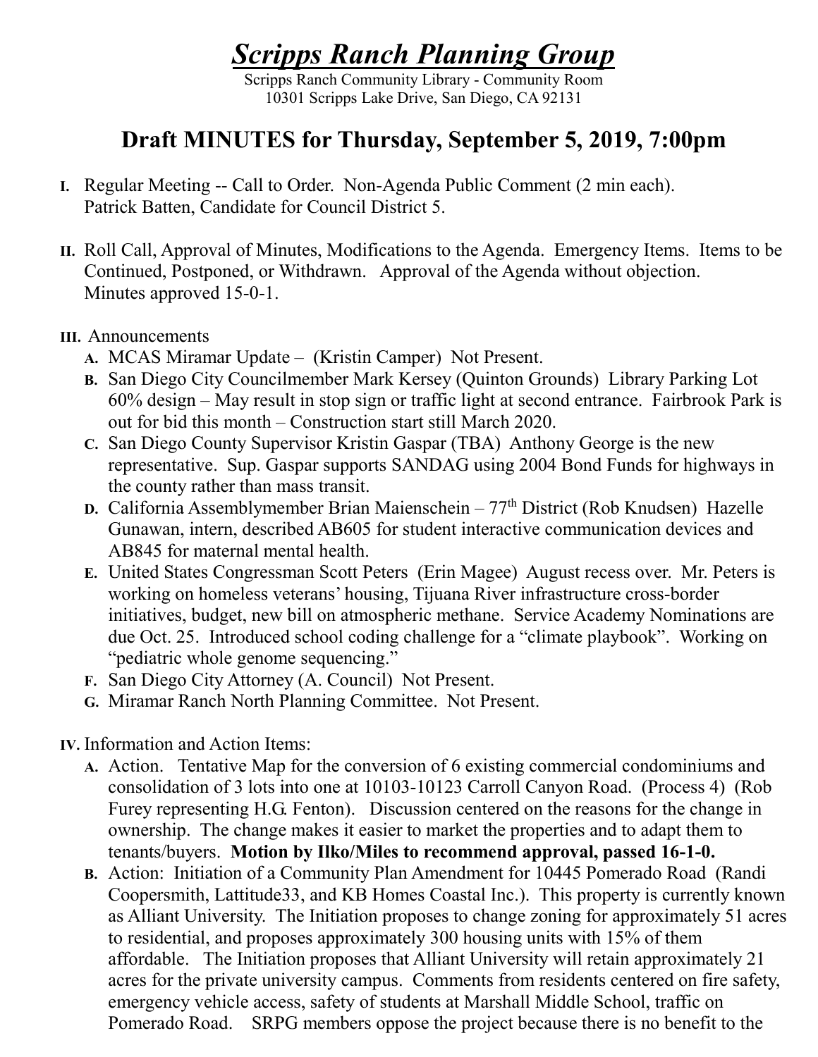# *Scripps Ranch Planning Group*

Scripps Ranch Community Library - Community Room
10301 Scripps Lake Drive, San Diego, CA 92131

## Draft MINUTES for Thursday, September 5, 2019, 7:00pm

**I.** Regular Meeting -- Call to Order. Non-Agenda Public Comment (2 min each).
Patrick Batten, Candidate for Council District 5.

**II.** Roll Call, Approval of Minutes, Modifications to the Agenda. Emergency Items. Items to be Continued, Postponed, or Withdrawn. Approval of the Agenda without objection.
Minutes approved 15-0-1.

**III.** Announcements

- **A.** MCAS Miramar Update – (Kristin Camper) Not Present.
- **B.** San Diego City Councilmember Mark Kersey (Quinton Grounds) Library Parking Lot 60% design – May result in stop sign or traffic light at second entrance. Fairbrook Park is out for bid this month – Construction start still March 2020.
- **C.** San Diego County Supervisor Kristin Gaspar (TBA) Anthony George is the new representative. Sup. Gaspar supports SANDAG using 2004 Bond Funds for highways in the county rather than mass transit.
- **D.** California Assemblymember Brian Maienschein – 77th District (Rob Knudsen) Hazelle Gunawan, intern, described AB605 for student interactive communication devices and AB845 for maternal mental health.
- **E.** United States Congressman Scott Peters (Erin Magee) August recess over. Mr. Peters is working on homeless veterans' housing, Tijuana River infrastructure cross-border initiatives, budget, new bill on atmospheric methane. Service Academy Nominations are due Oct. 25. Introduced school coding challenge for a "climate playbook". Working on "pediatric whole genome sequencing."
- **F.** San Diego City Attorney (A. Council) Not Present.
- **G.** Miramar Ranch North Planning Committee. Not Present.

**IV.** Information and Action Items:

- **A.** Action. Tentative Map for the conversion of 6 existing commercial condominiums and consolidation of 3 lots into one at 10103-10123 Carroll Canyon Road. (Process 4) (Rob Furey representing H.G. Fenton). Discussion centered on the reasons for the change in ownership. The change makes it easier to market the properties and to adapt them to tenants/buyers. **Motion by Ilko/Miles to recommend approval, passed 16-1-0.**
- **B.** Action: Initiation of a Community Plan Amendment for 10445 Pomerado Road (Randi Coopersmith, Lattitude33, and KB Homes Coastal Inc.). This property is currently known as Alliant University. The Initiation proposes to change zoning for approximately 51 acres to residential, and proposes approximately 300 housing units with 15% of them affordable. The Initiation proposes that Alliant University will retain approximately 21 acres for the private university campus. Comments from residents centered on fire safety, emergency vehicle access, safety of students at Marshall Middle School, traffic on Pomerado Road. SRPG members oppose the project because there is no benefit to the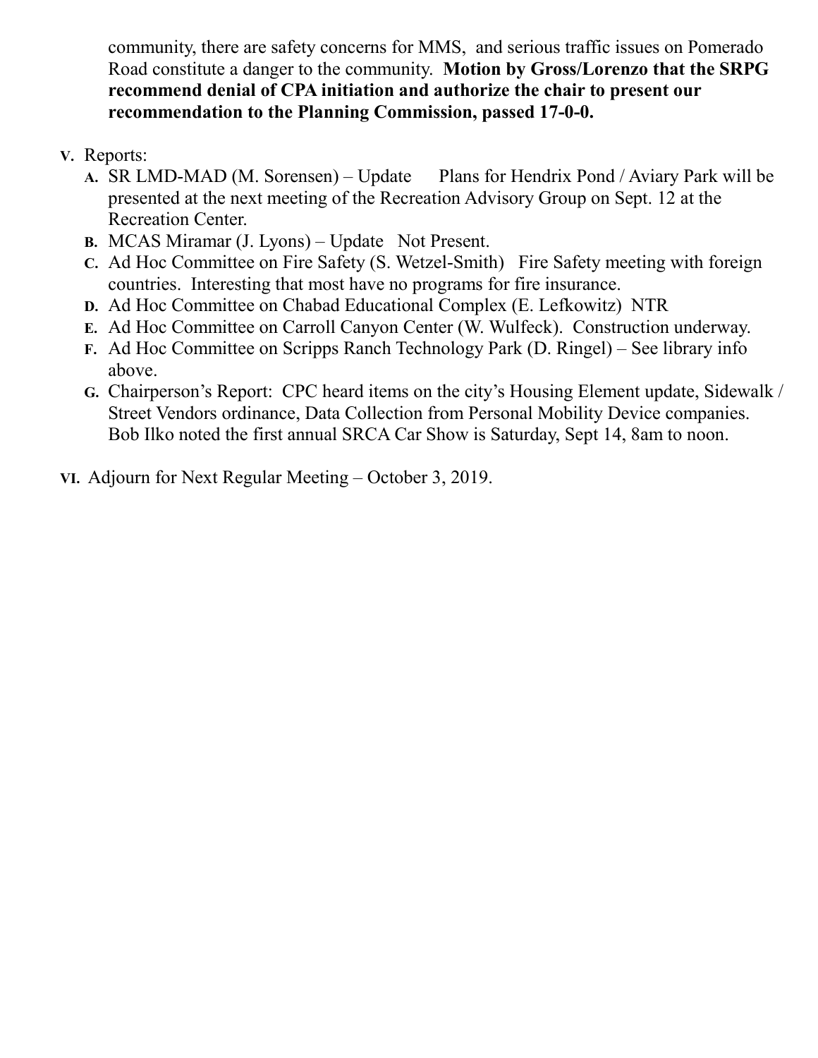community, there are safety concerns for MMS, and serious traffic issues on Pomerado Road constitute a danger to the community. **Motion by Gross/Lorenzo that the SRPG recommend denial of CPA initiation and authorize the chair to present our recommendation to the Planning Commission, passed 17-0-0.**

**V.** Reports:

**A.** SR LMD-MAD (M. Sorensen) – Update Plans for Hendrix Pond / Aviary Park will be presented at the next meeting of the Recreation Advisory Group on Sept. 12 at the Recreation Center.

**B.** MCAS Miramar (J. Lyons) – Update Not Present.

**C.** Ad Hoc Committee on Fire Safety (S. Wetzel-Smith) Fire Safety meeting with foreign countries. Interesting that most have no programs for fire insurance.

**D.** Ad Hoc Committee on Chabad Educational Complex (E. Lefkowitz) NTR

**E.** Ad Hoc Committee on Carroll Canyon Center (W. Wulfeck). Construction underway.

**F.** Ad Hoc Committee on Scripps Ranch Technology Park (D. Ringel) – See library info above.

**G.** Chairperson's Report: CPC heard items on the city's Housing Element update, Sidewalk / Street Vendors ordinance, Data Collection from Personal Mobility Device companies. Bob Ilko noted the first annual SRCA Car Show is Saturday, Sept 14, 8am to noon.

**VI.** Adjourn for Next Regular Meeting – October 3, 2019.